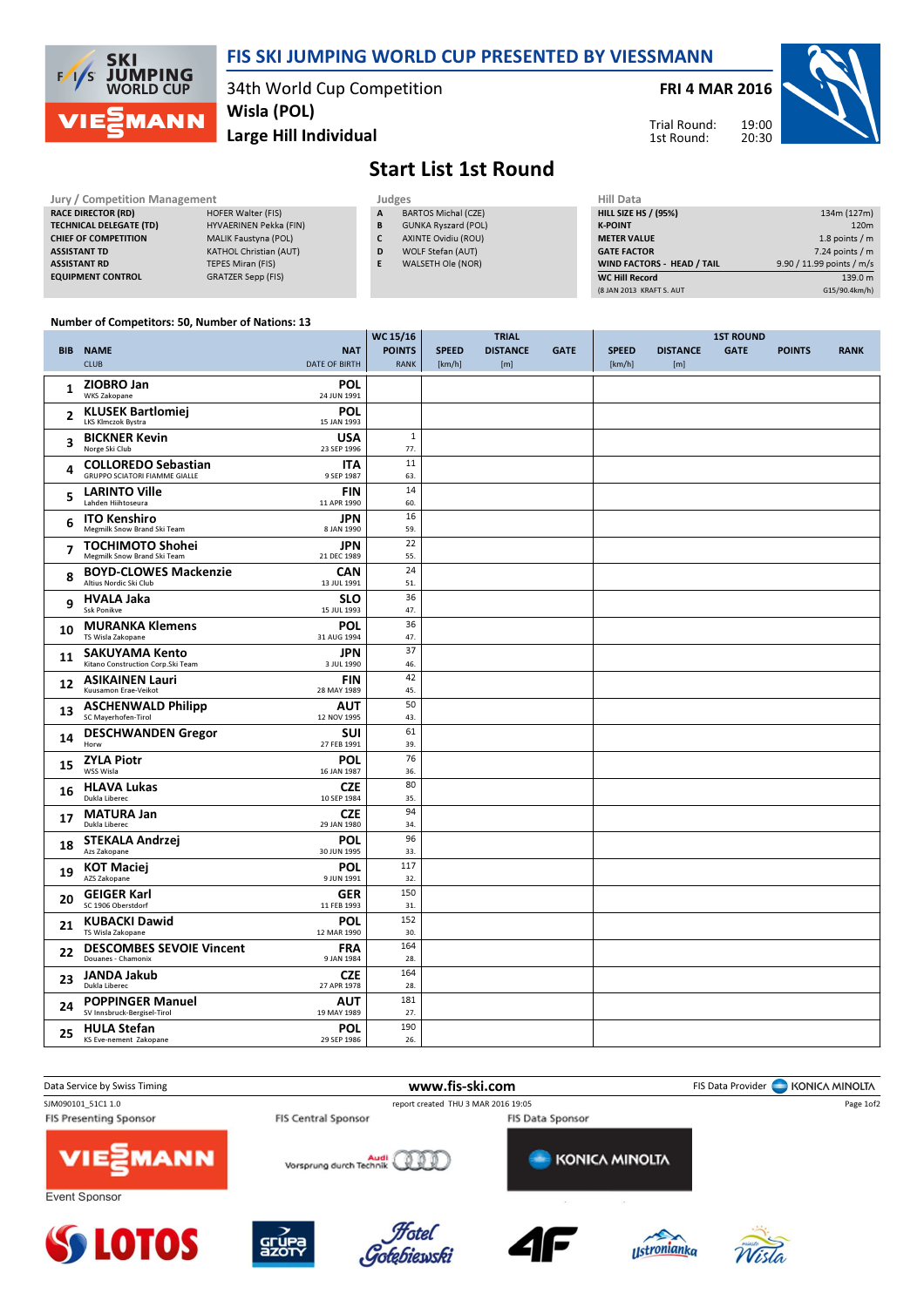# FIS SKI JUMPING WORLD CUP PRESENTED BY VIESSMANN

34th World Cup Competition
**Wisla (POL)**
**Large Hill Individual**

**FRI 4 MAR 2016**

Trial Round: 19:00
1st Round: 20:30

## Start List 1st Round

| Jury / Competition Management | |
|---|---|
| RACE DIRECTOR (RD) | HOFER Walter (FIS) |
| TECHNICAL DELEGATE (TD) | HYVAERINEN Pekka (FIN) |
| CHIEF OF COMPETITION | MALIK Faustyna (POL) |
| ASSISTANT TD | KATHOL Christian (AUT) |
| ASSISTANT RD | TEPES Miran (FIS) |
| EQUIPMENT CONTROL | GRATZER Sepp (FIS) |

| Judges | |
|---|---|
| A | BARTOS Michal (CZE) |
| B | GUNKA Ryszard (POL) |
| C | AXINTE Ovidiu (ROU) |
| D | WOLF Stefan (AUT) |
| E | WALSETH Ole (NOR) |

| Hill Data | |
|---|---|
| HILL SIZE HS / (95%) | 134m (127m) |
| K-POINT | 120m |
| METER VALUE | 1.8 points / m |
| GATE FACTOR | 7.24 points / m |
| WIND FACTORS - HEAD / TAIL | 9.90 / 11.99 points / m/s |
| WC Hill Record | 139.0 m |
| (8 JAN 2013 KRAFT S. AUT | G15/90.4km/h) |

Number of Competitors: 50, Number of Nations: 13

| BIB | NAME / CLUB | NAT / DATE OF BIRTH | WC 15/16 POINTS / RANK | TRIAL SPEED [km/h] | TRIAL DISTANCE [m] | TRIAL GATE | 1ST ROUND SPEED [km/h] | 1ST ROUND DISTANCE [m] | 1ST ROUND GATE | POINTS | RANK |
|---|---|---|---|---|---|---|---|---|---|---|---|
| 1 | ZIOBRO Jan / WKS Zakopane | POL / 24 JUN 1991 | | | | | | | | | |
| 2 | KLUSEK Bartlomiej / LKS Klmczok Bystra | POL / 15 JAN 1993 | | | | | | | | | |
| 3 | BICKNER Kevin / Norge Ski Club | USA / 23 SEP 1996 | 1 / 77. | | | | | | | | |
| 4 | COLLOREDO Sebastian / GRUPPO SCIATORI FIAMME GIALLE | ITA / 9 SEP 1987 | 11 / 63. | | | | | | | | |
| 5 | LARINTO Ville / Lahden Hiihtoseura | FIN / 11 APR 1990 | 14 / 60. | | | | | | | | |
| 6 | ITO Kenshiro / Megmilk Snow Brand Ski Team | JPN / 8 JAN 1990 | 16 / 59. | | | | | | | | |
| 7 | TOCHIMOTO Shohei / Megmilk Snow Brand Ski Team | JPN / 21 DEC 1989 | 22 / 55. | | | | | | | | |
| 8 | BOYD-CLOWES Mackenzie / Altius Nordic Ski Club | CAN / 13 JUL 1991 | 24 / 51. | | | | | | | | |
| 9 | HVALA Jaka / Ssk Ponikve | SLO / 15 JUL 1993 | 36 / 47. | | | | | | | | |
| 10 | MURANKA Klemens / TS Wisla Zakopane | POL / 31 AUG 1994 | 36 / 47. | | | | | | | | |
| 11 | SAKUYAMA Kento / Kitano Construction Corp.Ski Team | JPN / 3 JUL 1990 | 37 / 46. | | | | | | | | |
| 12 | ASIKAINEN Lauri / Kuusamon Erae-Veikot | FIN / 28 MAY 1989 | 42 / 45. | | | | | | | | |
| 13 | ASCHENWALD Philipp / SC Mayerhofen-Tirol | AUT / 12 NOV 1995 | 50 / 43. | | | | | | | | |
| 14 | DESCHWANDEN Gregor / Horw | SUI / 27 FEB 1991 | 61 / 39. | | | | | | | | |
| 15 | ZYLA Piotr / WSS Wisla | POL / 16 JAN 1987 | 76 / 36. | | | | | | | | |
| 16 | HLAVA Lukas / Dukla Liberec | CZE / 10 SEP 1984 | 80 / 35. | | | | | | | | |
| 17 | MATURA Jan / Dukla Liberec | CZE / 29 JAN 1980 | 94 / 34. | | | | | | | | |
| 18 | STEKALA Andrzej / Azs Zakopane | POL / 30 JUN 1995 | 96 / 33. | | | | | | | | |
| 19 | KOT Maciej / AZS Zakopane | POL / 9 JUN 1991 | 117 / 32. | | | | | | | | |
| 20 | GEIGER Karl / SC 1906 Oberstdorf | GER / 11 FEB 1993 | 150 / 31. | | | | | | | | |
| 21 | KUBACKI Dawid / TS Wisla Zakopane | POL / 12 MAR 1990 | 152 / 30. | | | | | | | | |
| 22 | DESCOMBES SEVOIE Vincent / Douanes - Chamonix | FRA / 9 JAN 1984 | 164 / 28. | | | | | | | | |
| 23 | JANDA Jakub / Dukla Liberec | CZE / 27 APR 1978 | 164 / 28. | | | | | | | | |
| 24 | POPPINGER Manuel / SV Innsbruck-Bergisel-Tirol | AUT / 19 MAY 1989 | 181 / 27. | | | | | | | | |
| 25 | HULA Stefan / KS Eve-nement Zakopane | POL / 29 SEP 1986 | 190 / 26. | | | | | | | | |

Data Service by Swiss Timing — www.fis-ski.com — FIS Data Provider KONICA MINOLTA

SJM090101_51C1 1.0 — report created THU 3 MAR 2016 19:05

FIS Presenting Sponsor: VIESSMANN — FIS Central Sponsor: Audi Vorsprung durch Technik — FIS Data Sponsor: KONICA MINOLTA

Event Sponsor: LOTOS, grupa azoty, Hotel Gołębiewski, 4F, Ustronianka, Wisła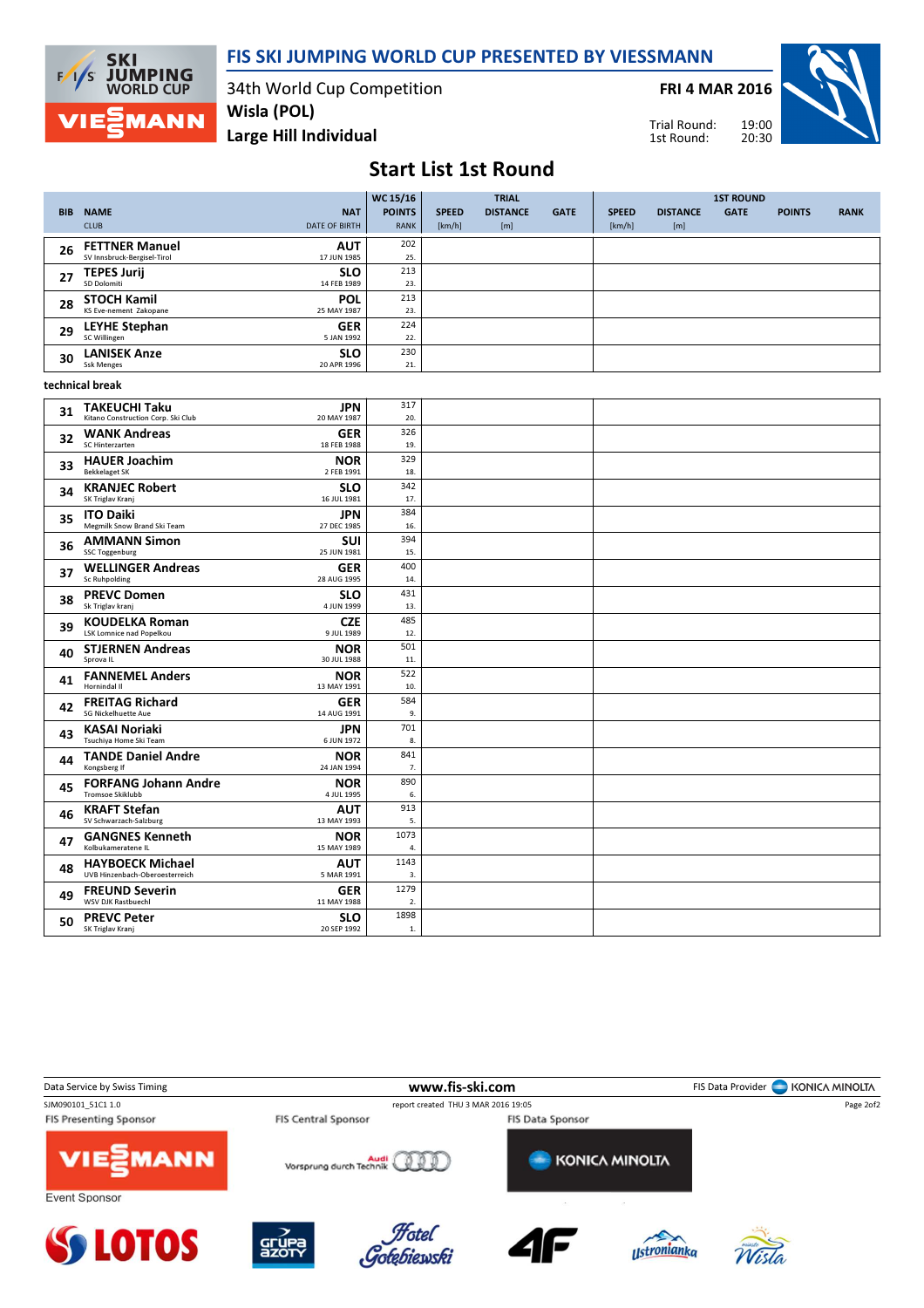# FIS SKI JUMPING WORLD CUP PRESENTED BY VIESSMANN

34th World Cup Competition
**Wisla (POL)**
**Large Hill Individual**

**FRI 4 MAR 2016**

Trial Round: 19:00
1st Round: 20:30

## Start List 1st Round

| BIB | NAME / CLUB | NAT / DATE OF BIRTH | WC 15/16 POINTS / RANK | TRIAL SPEED [km/h] | TRIAL DISTANCE [m] | TRIAL GATE | 1ST ROUND SPEED [km/h] | 1ST ROUND DISTANCE [m] | 1ST ROUND GATE | POINTS | RANK |
|---|---|---|---|---|---|---|---|---|---|---|---|
| 26 | **FETTNER Manuel** SV Innsbruck-Bergisel-Tirol | **AUT** 17 JUN 1985 | 202 25. | | | | | | | | |
| 27 | **TEPES Jurij** SD Dolomiti | **SLO** 14 FEB 1989 | 213 23. | | | | | | | | |
| 28 | **STOCH Kamil** KS Eve-nement Zakopane | **POL** 25 MAY 1987 | 213 23. | | | | | | | | |
| 29 | **LEYHE Stephan** SC Willingen | **GER** 5 JAN 1992 | 224 22. | | | | | | | | |
| 30 | **LANISEK Anze** Ssk Menges | **SLO** 20 APR 1996 | 230 21. | | | | | | | | |
| | technical break | | | | | | | | | | |
| 31 | **TAKEUCHI Taku** Kitano Construction Corp. Ski Club | **JPN** 20 MAY 1987 | 317 20. | | | | | | | | |
| 32 | **WANK Andreas** SC Hinterzarten | **GER** 18 FEB 1988 | 326 19. | | | | | | | | |
| 33 | **HAUER Joachim** Bekkelaget SK | **NOR** 2 FEB 1991 | 329 18. | | | | | | | | |
| 34 | **KRANJEC Robert** SK Triglav Kranj | **SLO** 16 JUL 1981 | 342 17. | | | | | | | | |
| 35 | **ITO Daiki** Megmilk Snow Brand Ski Team | **JPN** 27 DEC 1985 | 384 16. | | | | | | | | |
| 36 | **AMMANN Simon** SSC Toggenburg | **SUI** 25 JUN 1981 | 394 15. | | | | | | | | |
| 37 | **WELLINGER Andreas** Sc Ruhpolding | **GER** 28 AUG 1995 | 400 14. | | | | | | | | |
| 38 | **PREVC Domen** Sk Triglav kranj | **SLO** 4 JUN 1999 | 431 13. | | | | | | | | |
| 39 | **KOUDELKA Roman** LSK Lomnice nad Popelkou | **CZE** 9 JUL 1989 | 485 12. | | | | | | | | |
| 40 | **STJERNEN Andreas** Sprova IL | **NOR** 30 JUL 1988 | 501 11. | | | | | | | | |
| 41 | **FANNEMEL Anders** Hornindal Il | **NOR** 13 MAY 1991 | 522 10. | | | | | | | | |
| 42 | **FREITAG Richard** SG Nickelhuette Aue | **GER** 14 AUG 1991 | 584 9. | | | | | | | | |
| 43 | **KASAI Noriaki** Tsuchiya Home Ski Team | **JPN** 6 JUN 1972 | 701 8. | | | | | | | | |
| 44 | **TANDE Daniel Andre** Kongsberg If | **NOR** 24 JAN 1994 | 841 7. | | | | | | | | |
| 45 | **FORFANG Johann Andre** Tromsoe Skiklubb | **NOR** 4 JUL 1995 | 890 6. | | | | | | | | |
| 46 | **KRAFT Stefan** SV Schwarzach-Salzburg | **AUT** 13 MAY 1993 | 913 5. | | | | | | | | |
| 47 | **GANGNES Kenneth** Kolbukameratene IL | **NOR** 15 MAY 1989 | 1073 4. | | | | | | | | |
| 48 | **HAYBOECK Michael** UVB Hinzenbach-Oberoesterreich | **AUT** 5 MAR 1991 | 1143 3. | | | | | | | | |
| 49 | **FREUND Severin** WSV DJK Rastbuechl | **GER** 11 MAY 1988 | 1279 2. | | | | | | | | |
| 50 | **PREVC Peter** SK Triglav Kranj | **SLO** 20 SEP 1992 | 1898 1. | | | | | | | | |

Data Service by Swiss Timing | www.fis-ski.com | FIS Data Provider KONICA MINOLTA

SJM090101_51C1 1.0 | report created THU 3 MAR 2016 19:05

FIS Presenting Sponsor: VIESSMANN | FIS Central Sponsor: Audi Vorsprung durch Technik | FIS Data Sponsor: KONICA MINOLTA

Event Sponsor: LOTOS, grupa azoty, Hotel Gołębiewski, 4F, Ustronianka, Wisła